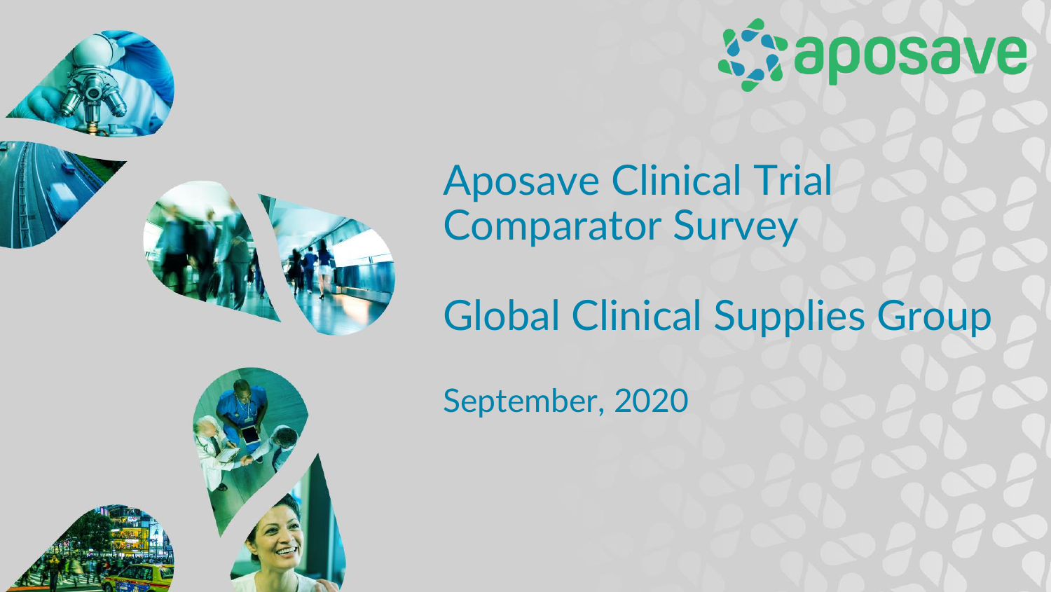aposave

# Aposave Clinical Trial Comparator Survey

## Global Clinical Supplies Group

September, 2020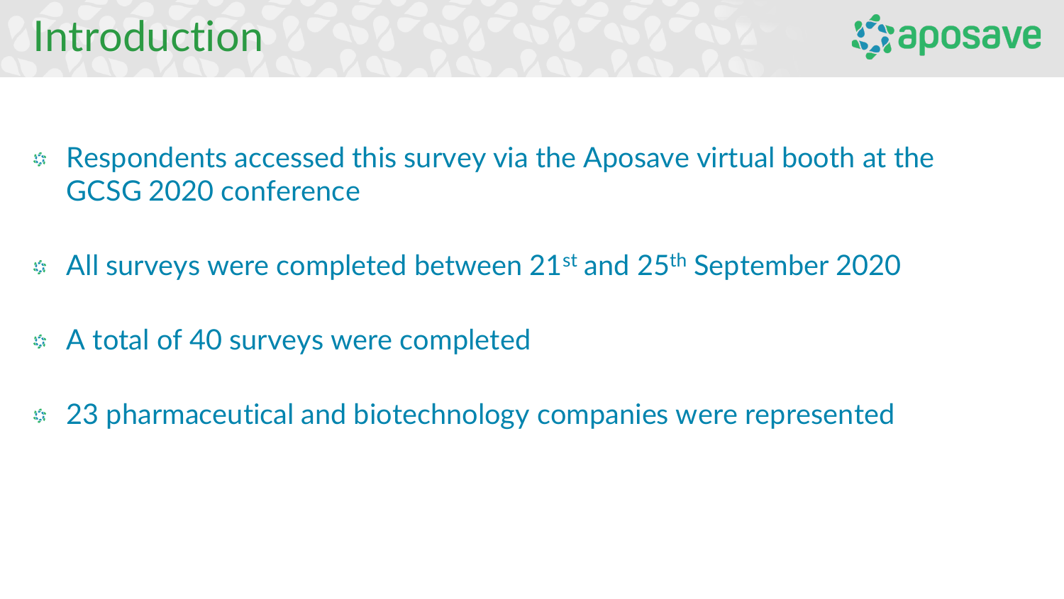# Introduction

- Respondents accessed this survey via the Aposave virtual booth at the GCSG 2020 conference
- All surveys were completed between 21st and 25th September 2020
- A total of 40 surveys were completed
- 23 pharmaceutical and biotechnology companies were represented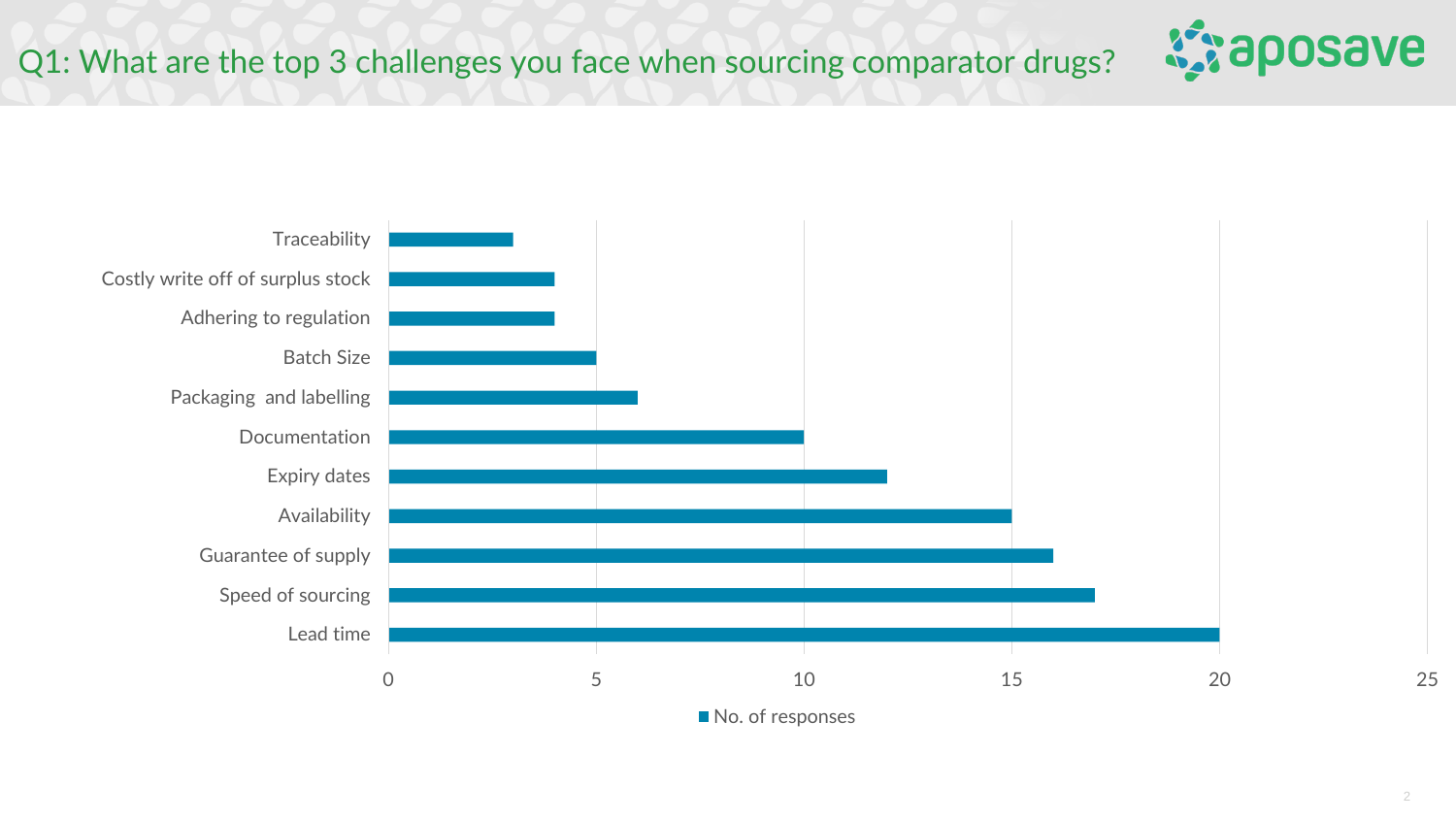# Q1: What are the top 3 challenges you face when sourcing comparator drugs?

| Challenge | No. of responses |
|---|---|
| Traceability | 3 |
| Costly write off of surplus stock | 4 |
| Adhering to regulation | 4 |
| Batch Size | 5 |
| Packaging and labelling | 6 |
| Documentation | 10 |
| Expiry dates | 12 |
| Availability | 15 |
| Guarantee of supply | 16 |
| Speed of sourcing | 17 |
| Lead time | 20 |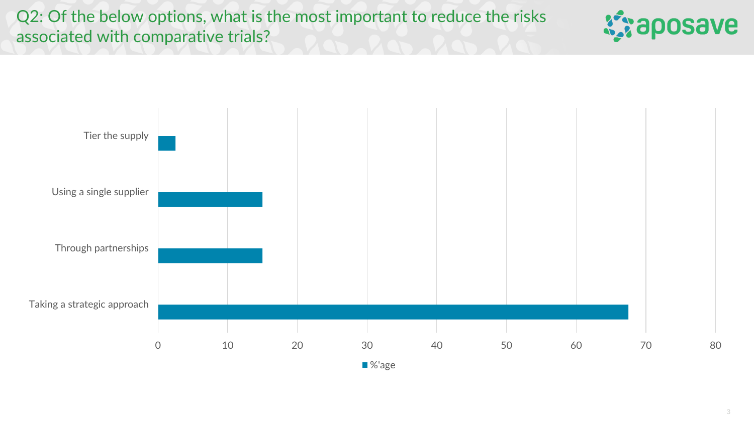# Q2: Of the below options, what is the most important to reduce the risks associated with comparative trials?

| Option | %'age |
| --- | --- |
| Tier the supply | 2.5 |
| Using a single supplier | 15 |
| Through partnerships | 15 |
| Taking a strategic approach | 67.5 |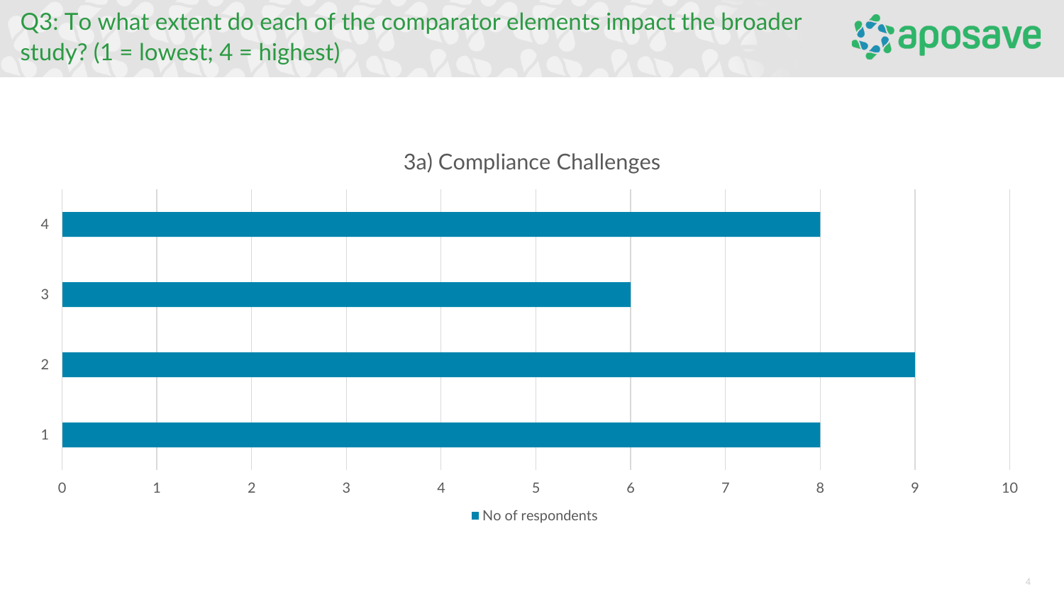# Q3: To what extent do each of the comparator elements impact the broader study? (1 = lowest; 4 = highest)

## 3a) Compliance Challenges

| Rating | No of respondents |
|---|---|
| 4 | 8 |
| 3 | 6 |
| 2 | 9 |
| 1 | 8 |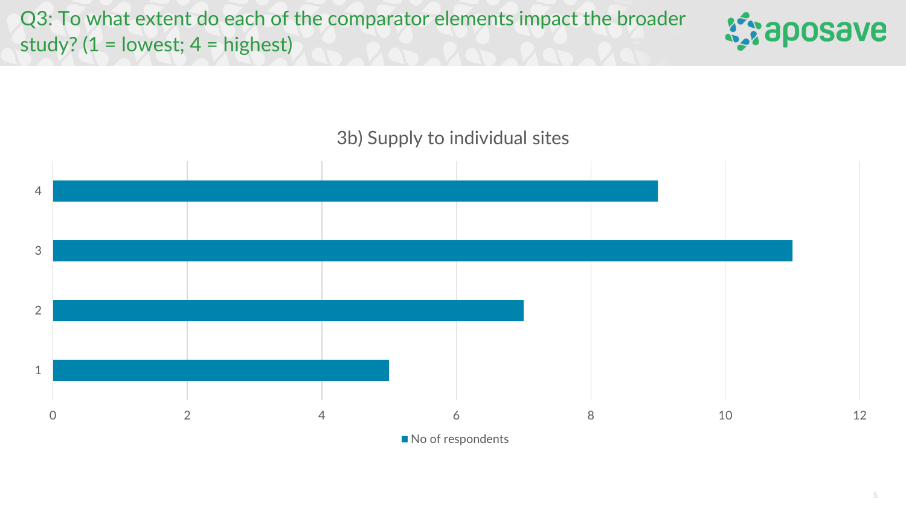# Q3: To what extent do each of the comparator elements impact the broader study? (1 = lowest; 4 = highest)

## 3b) Supply to individual sites

| Rating | No of respondents |
|---|---|
| 4 | 9 |
| 3 | 11 |
| 2 | 7 |
| 1 | 5 |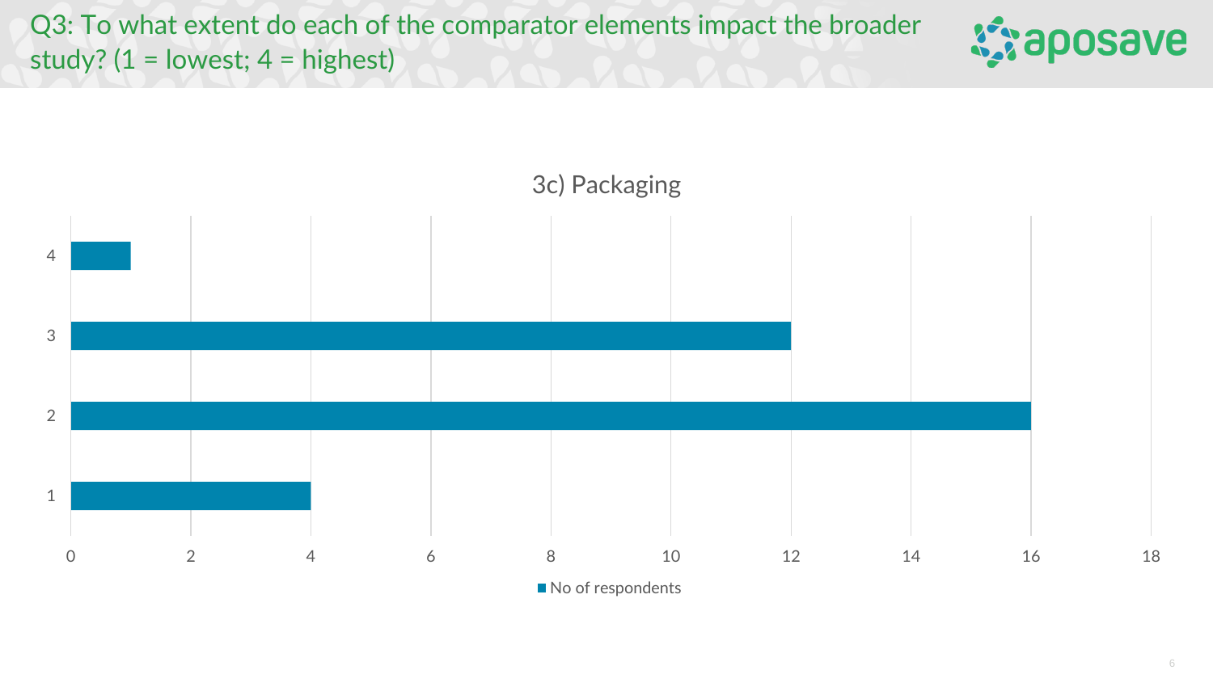# Q3: To what extent do each of the comparator elements impact the broader study? (1 = lowest; 4 = highest)

## 3c) Packaging

| Rating | No of respondents |
| --- | --- |
| 4 | 1 |
| 3 | 12 |
| 2 | 16 |
| 1 | 4 |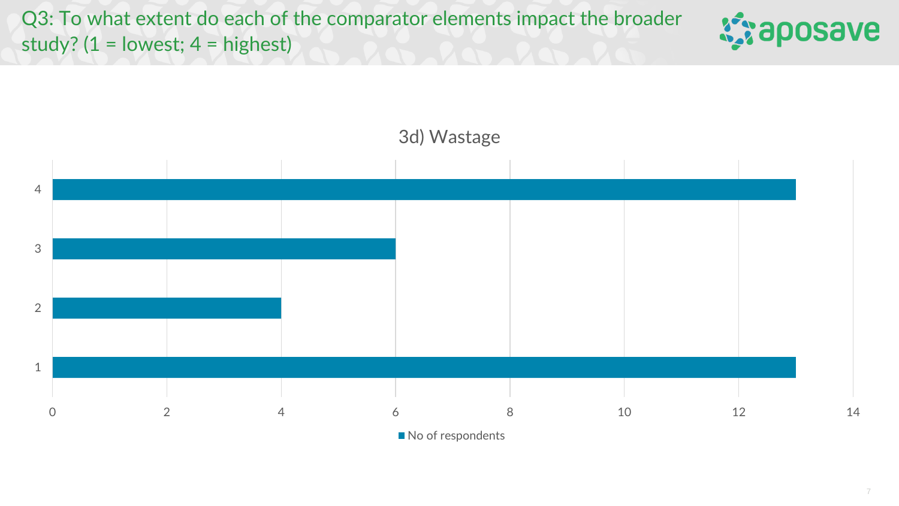## Q3: To what extent do each of the comparator elements impact the broader study? (1 = lowest; 4 = highest)

### 3d) Wastage

| Rating | No of respondents |
|---|---|
| 4 | 13 |
| 3 | 6 |
| 2 | 4 |
| 1 | 13 |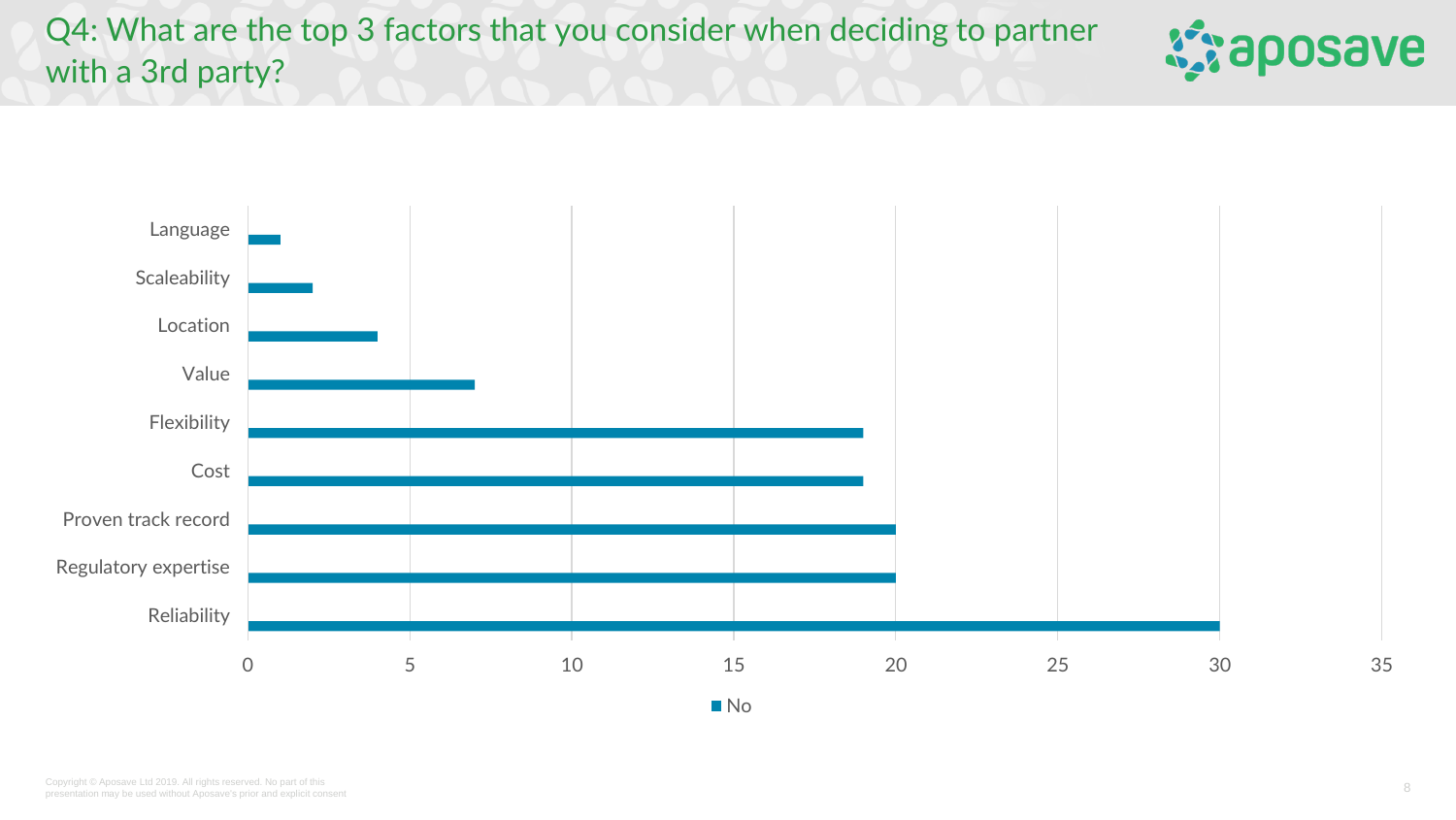# Q4: What are the top 3 factors that you consider when deciding to partner with a 3rd party?

| Factor | No |
|---|---|
| Language | 1 |
| Scaleability | 2 |
| Location | 4 |
| Value | 7 |
| Flexibility | 19 |
| Cost | 19 |
| Proven track record | 20 |
| Regulatory expertise | 20 |
| Reliability | 30 |

Copyright © Aposave Ltd 2019. All rights reserved. No part of this presentation may be used without Aposave's prior and explicit consent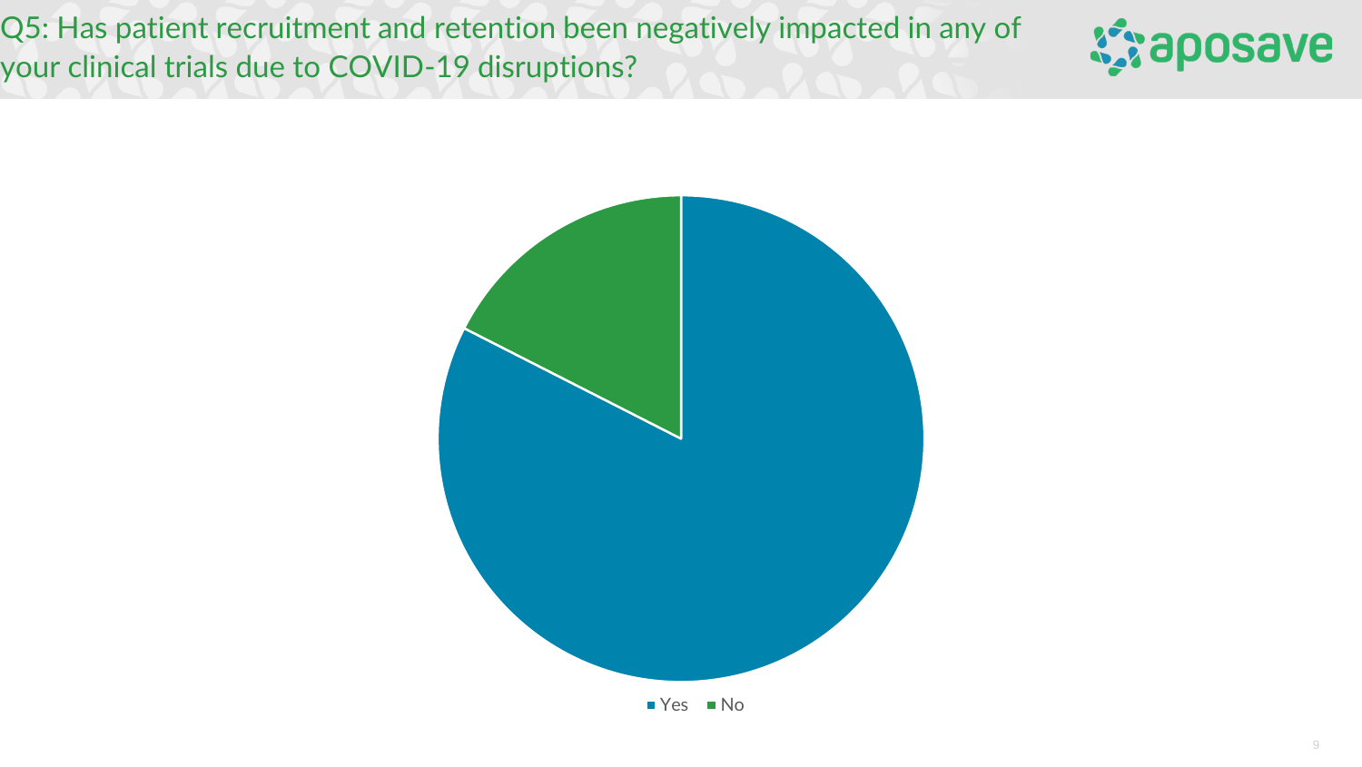# Q5: Has patient recruitment and retention been negatively impacted in any of your clinical trials due to COVID-19 disruptions?

Yes No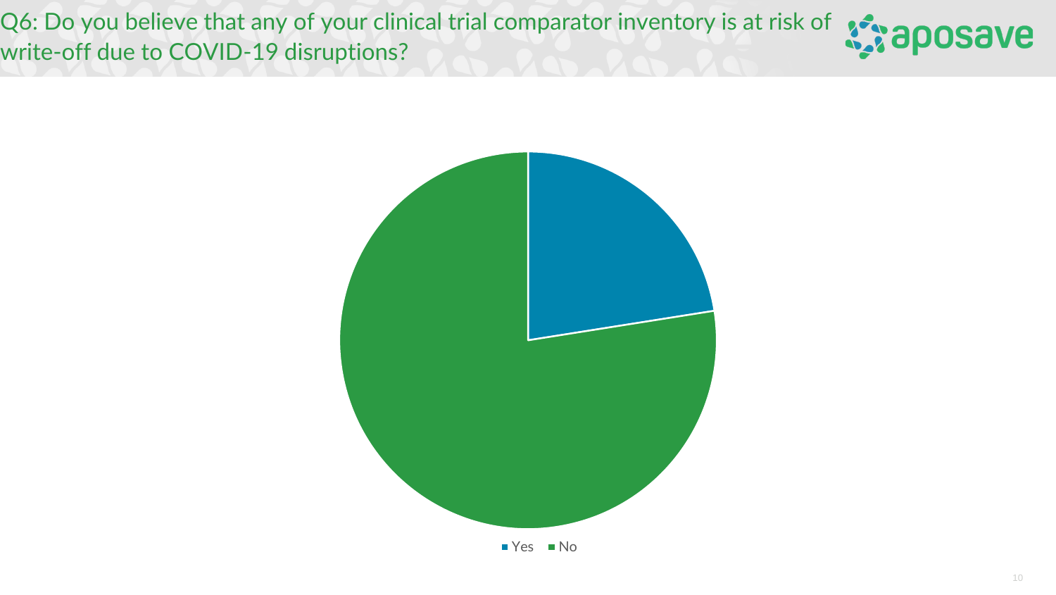# Q6: Do you believe that any of your clinical trial comparator inventory is at risk of write-off due to COVID-19 disruptions?

aposave

- Yes
- No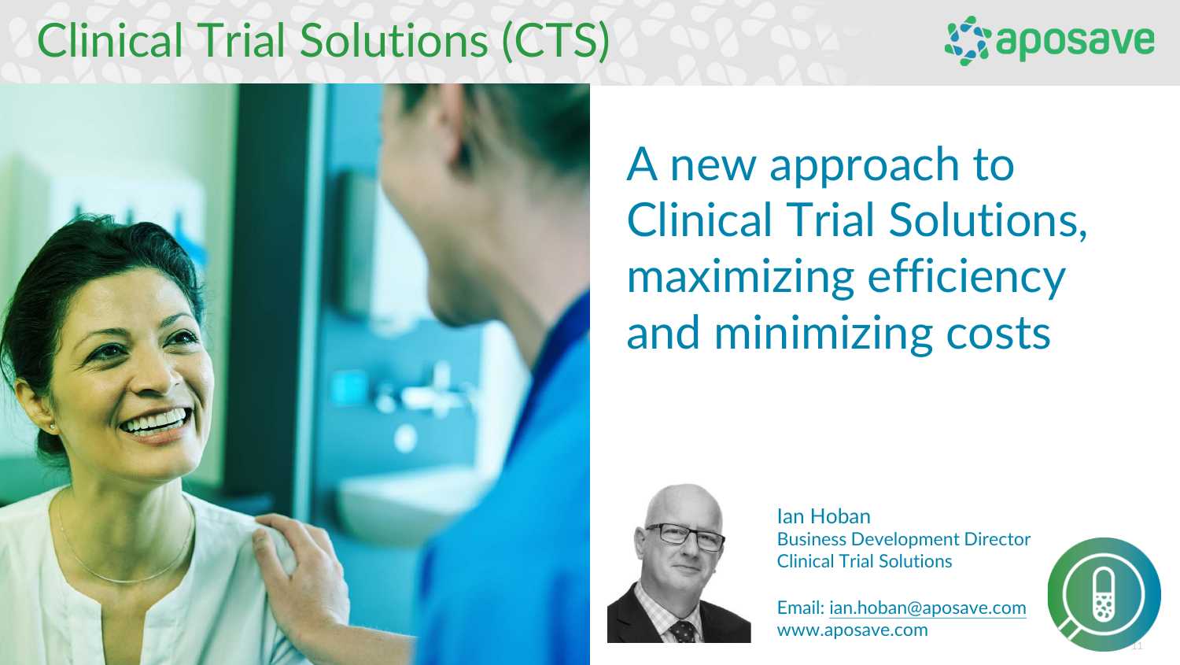# Clinical Trial Solutions (CTS)

aposave

## A new approach to Clinical Trial Solutions, maximizing efficiency and minimizing costs

Ian Hoban
Business Development Director
Clinical Trial Solutions

Email: ian.hoban@aposave.com
www.aposave.com